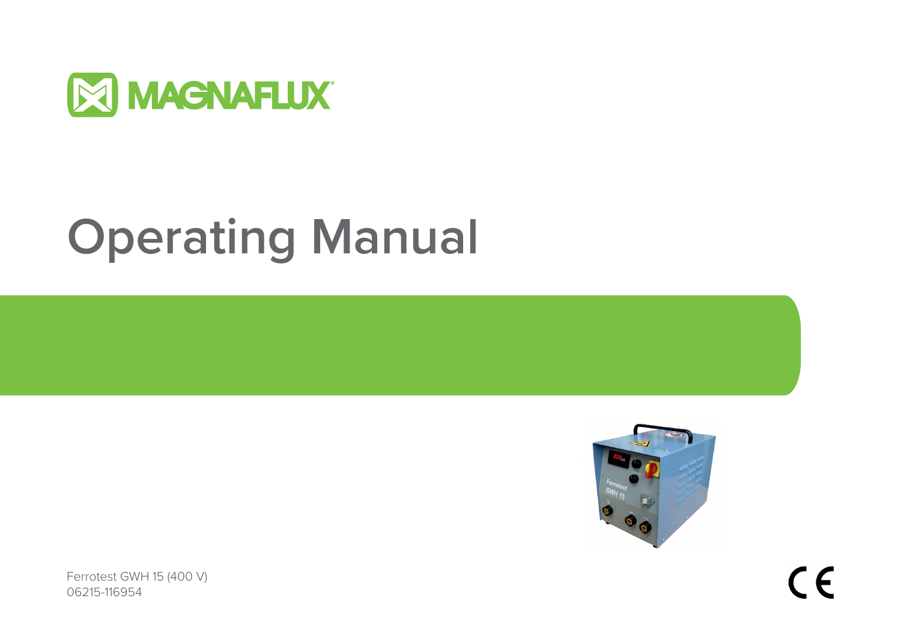MAGNAFLUX

# Operating Manual

Ferrotest GWH 15 (400 V)
06215-116954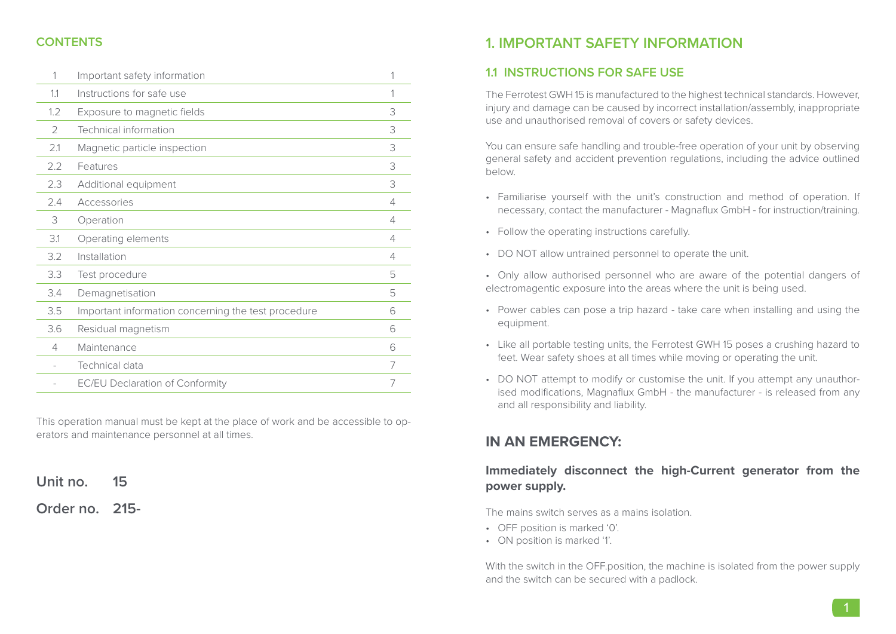## CONTENTS

| | | |
|---|---|---|
| 1 | Important safety information | 1 |
| 1.1 | Instructions for safe use | 1 |
| 1.2 | Exposure to magnetic fields | 3 |
| 2 | Technical information | 3 |
| 2.1 | Magnetic particle inspection | 3 |
| 2.2 | Features | 3 |
| 2.3 | Additional equipment | 3 |
| 2.4 | Accessories | 4 |
| 3 | Operation | 4 |
| 3.1 | Operating elements | 4 |
| 3.2 | Installation | 4 |
| 3.3 | Test procedure | 5 |
| 3.4 | Demagnetisation | 5 |
| 3.5 | Important information concerning the test procedure | 6 |
| 3.6 | Residual magnetism | 6 |
| 4 | Maintenance | 6 |
| - | Technical data | 7 |
| - | EC/EU Declaration of Conformity | 7 |

This operation manual must be kept at the place of work and be accessible to operators and maintenance personnel at all times.

**Unit no. 15**

**Order no. 215-**

# 1. IMPORTANT SAFETY INFORMATION

## 1.1 INSTRUCTIONS FOR SAFE USE

The Ferrotest GWH 15 is manufactured to the highest technical standards. However, injury and damage can be caused by incorrect installation/assembly, inappropriate use and unauthorised removal of covers or safety devices.

You can ensure safe handling and trouble-free operation of your unit by observing general safety and accident prevention regulations, including the advice outlined below.

- Familiarise yourself with the unit's construction and method of operation. If necessary, contact the manufacturer - Magnaflux GmbH - for instruction/training.
- Follow the operating instructions carefully.
- DO NOT allow untrained personnel to operate the unit.
- Only allow authorised personnel who are aware of the potential dangers of electromagentic exposure into the areas where the unit is being used.
- Power cables can pose a trip hazard - take care when installing and using the equipment.
- Like all portable testing units, the Ferrotest GWH 15 poses a crushing hazard to feet. Wear safety shoes at all times while moving or operating the unit.
- DO NOT attempt to modify or customise the unit. If you attempt any unauthorised modifications, Magnaflux GmbH - the manufacturer - is released from any and all responsibility and liability.

## IN AN EMERGENCY:

### Immediately disconnect the high-Current generator from the power supply.

The mains switch serves as a mains isolation.

- OFF position is marked '0'.
- ON position is marked '1'.

With the switch in the OFF.position, the machine is isolated from the power supply and the switch can be secured with a padlock.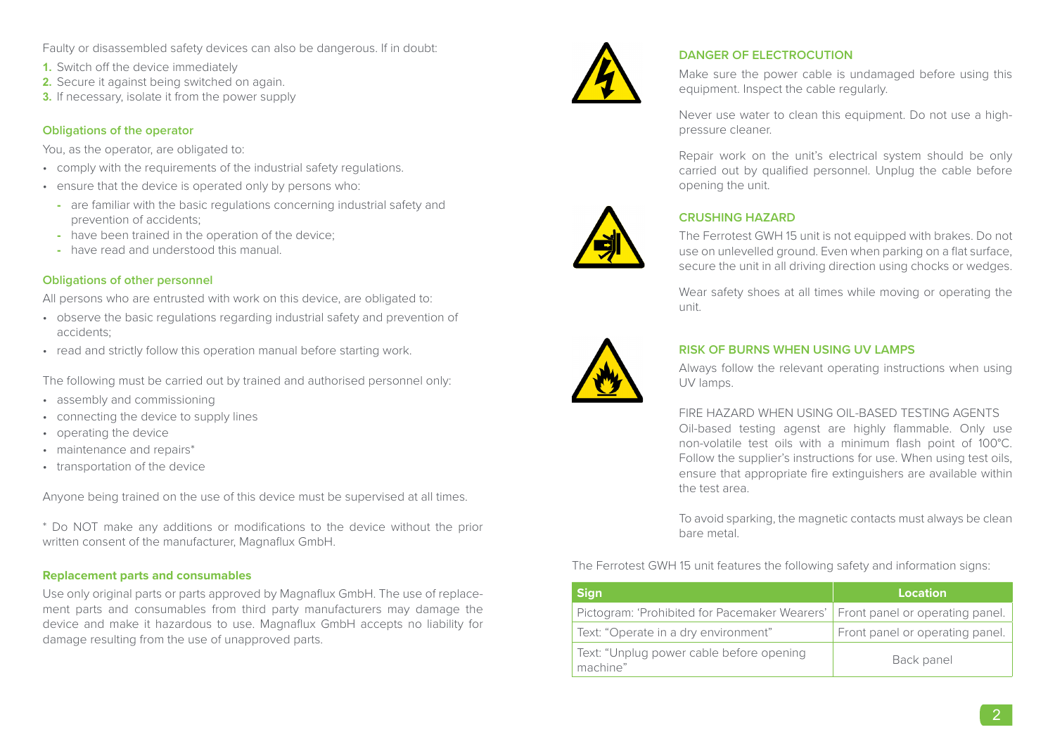Faulty or disassembled safety devices can also be dangerous. If in doubt:

1. Switch off the device immediately
2. Secure it against being switched on again.
3. If necessary, isolate it from the power supply

### Obligations of the operator

You, as the operator, are obligated to:

- comply with the requirements of the industrial safety regulations.
- ensure that the device is operated only by persons who:
  - are familiar with the basic regulations concerning industrial safety and prevention of accidents;
  - have been trained in the operation of the device;
  - have read and understood this manual.

### Obligations of other personnel

All persons who are entrusted with work on this device, are obligated to:

- observe the basic regulations regarding industrial safety and prevention of accidents;
- read and strictly follow this operation manual before starting work.

The following must be carried out by trained and authorised personnel only:

- assembly and commissioning
- connecting the device to supply lines
- operating the device
- maintenance and repairs*
- transportation of the device

Anyone being trained on the use of this device must be supervised at all times.

* Do NOT make any additions or modifications to the device without the prior written consent of the manufacturer, Magnaflux GmbH.

### Replacement parts and consumables

Use only original parts or parts approved by Magnaflux GmbH. The use of replacement parts and consumables from third party manufacturers may damage the device and make it hazardous to use. Magnaflux GmbH accepts no liability for damage resulting from the use of unapproved parts.

### DANGER OF ELECTROCUTION

Make sure the power cable is undamaged before using this equipment. Inspect the cable regularly.

Never use water to clean this equipment. Do not use a high-pressure cleaner.

Repair work on the unit's electrical system should be only carried out by qualified personnel. Unplug the cable before opening the unit.

### CRUSHING HAZARD

The Ferrotest GWH 15 unit is not equipped with brakes. Do not use on unlevelled ground. Even when parking on a flat surface, secure the unit in all driving direction using chocks or wedges.

Wear safety shoes at all times while moving or operating the unit.

### RISK OF BURNS WHEN USING UV LAMPS

Always follow the relevant operating instructions when using UV lamps.

FIRE HAZARD WHEN USING OIL-BASED TESTING AGENTS
Oil-based testing agenst are highly flammable. Only use non-volatile test oils with a minimum flash point of 100°C. Follow the supplier's instructions for use. When using test oils, ensure that appropriate fire extinguishers are available within the test area.

To avoid sparking, the magnetic contacts must always be clean bare metal.

The Ferrotest GWH 15 unit features the following safety and information signs:

| Sign | Location |
|---|---|
| Pictogram: 'Prohibited for Pacemaker Wearers' | Front panel or operating panel. |
| Text: "Operate in a dry environment" | Front panel or operating panel. |
| Text: "Unplug power cable before opening machine" | Back panel |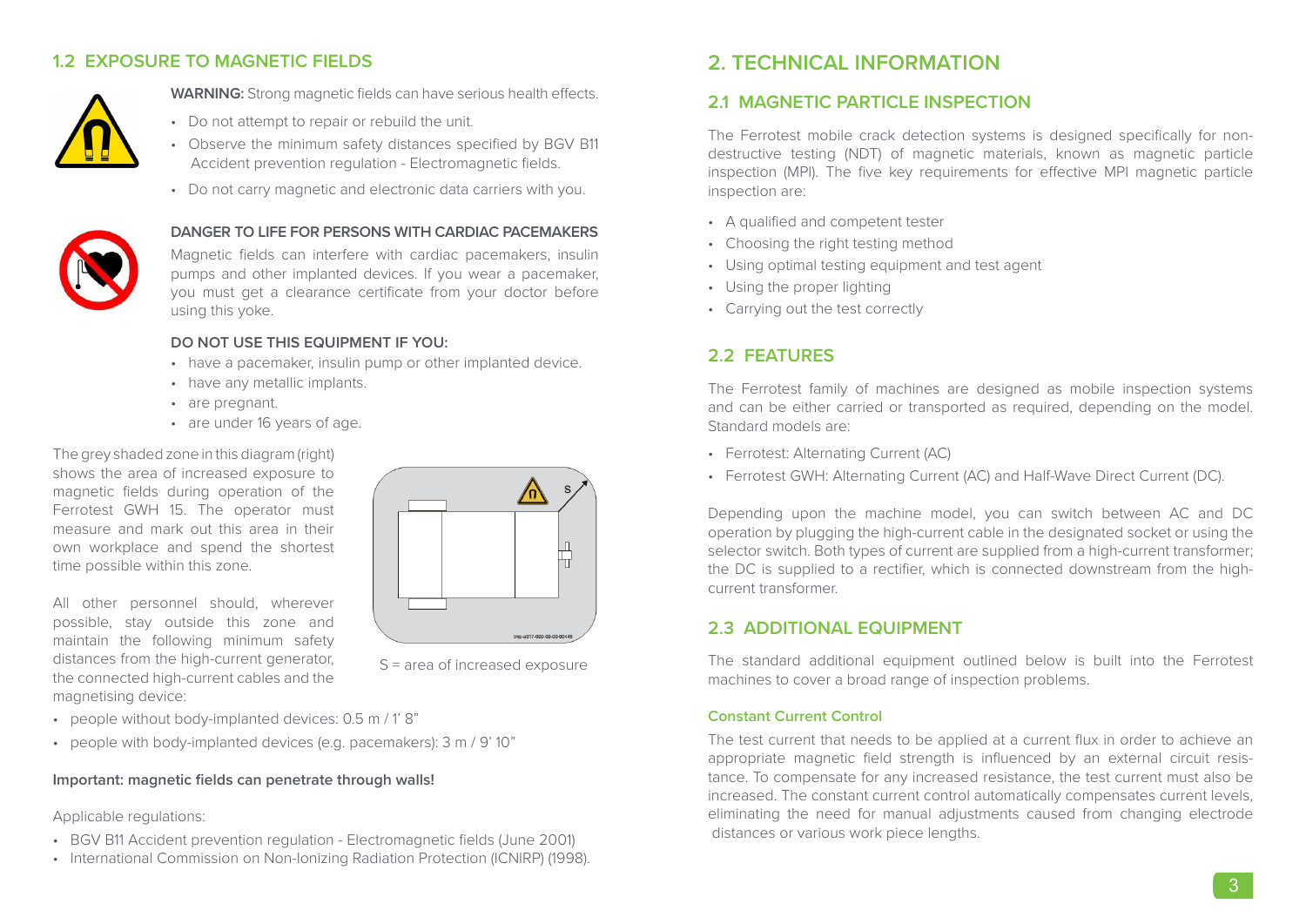## 1.2 EXPOSURE TO MAGNETIC FIELDS

**WARNING:** Strong magnetic fields can have serious health effects.

- Do not attempt to repair or rebuild the unit.
- Observe the minimum safety distances specified by BGV B11 Accident prevention regulation - Electromagnetic fields.
- Do not carry magnetic and electronic data carriers with you.

**DANGER TO LIFE FOR PERSONS WITH CARDIAC PACEMAKERS**

Magnetic fields can interfere with cardiac pacemakers, insulin pumps and other implanted devices. If you wear a pacemaker, you must get a clearance certificate from your doctor before using this yoke.

**DO NOT USE THIS EQUIPMENT IF YOU:**

- have a pacemaker, insulin pump or other implanted device.
- have any metallic implants.
- are pregnant.
- are under 16 years of age.

The grey shaded zone in this diagram (right) shows the area of increased exposure to magnetic fields during operation of the Ferrotest GWH 15. The operator must measure and mark out this area in their own workplace and spend the shortest time possible within this zone.

All other personnel should, wherever possible, stay outside this zone and maintain the following minimum safety distances from the high-current generator, the connected high-current cables and the magnetising device:

S = area of increased exposure

- people without body-implanted devices: 0.5 m / 1' 8"
- people with body-implanted devices (e.g. pacemakers): 3 m / 9' 10"

**Important: magnetic fields can penetrate through walls!**

Applicable regulations:

- BGV B11 Accident prevention regulation - Electromagnetic fields (June 2001)
- International Commission on Non-Ionizing Radiation Protection (ICNIRP) (1998).

# 2. TECHNICAL INFORMATION

## 2.1 MAGNETIC PARTICLE INSPECTION

The Ferrotest mobile crack detection systems is designed specifically for non-destructive testing (NDT) of magnetic materials, known as magnetic particle inspection (MPI). The five key requirements for effective MPI magnetic particle inspection are:

- A qualified and competent tester
- Choosing the right testing method
- Using optimal testing equipment and test agent
- Using the proper lighting
- Carrying out the test correctly

## 2.2 FEATURES

The Ferrotest family of machines are designed as mobile inspection systems and can be either carried or transported as required, depending on the model. Standard models are:

- Ferrotest: Alternating Current (AC)
- Ferrotest GWH: Alternating Current (AC) and Half-Wave Direct Current (DC).

Depending upon the machine model, you can switch between AC and DC operation by plugging the high-current cable in the designated socket or using the selector switch. Both types of current are supplied from a high-current transformer; the DC is supplied to a rectifier, which is connected downstream from the high-current transformer.

## 2.3 ADDITIONAL EQUIPMENT

The standard additional equipment outlined below is built into the Ferrotest machines to cover a broad range of inspection problems.

### Constant Current Control

The test current that needs to be applied at a current flux in order to achieve an appropriate magnetic field strength is influenced by an external circuit resistance. To compensate for any increased resistance, the test current must also be increased. The constant current control automatically compensates current levels, eliminating the need for manual adjustments caused from changing electrode distances or various work piece lengths.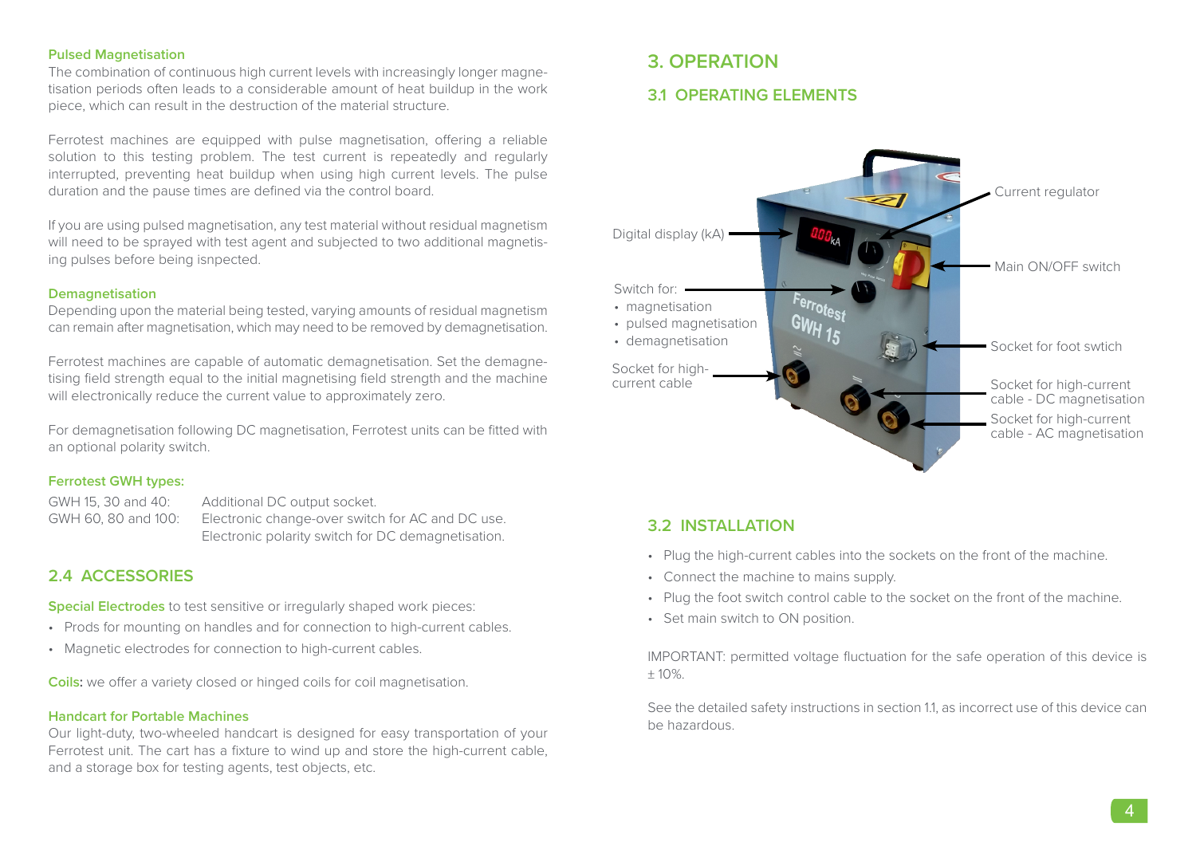#### Pulsed Magnetisation

The combination of continuous high current levels with increasingly longer magnetisation periods often leads to a considerable amount of heat buildup in the work piece, which can result in the destruction of the material structure.

Ferrotest machines are equipped with pulse magnetisation, offering a reliable solution to this testing problem. The test current is repeatedly and regularly interrupted, preventing heat buildup when using high current levels. The pulse duration and the pause times are defined via the control board.

If you are using pulsed magnetisation, any test material without residual magnetism will need to be sprayed with test agent and subjected to two additional magnetising pulses before being isnpected.

#### Demagnetisation

Depending upon the material being tested, varying amounts of residual magnetism can remain after magnetisation, which may need to be removed by demagnetisation.

Ferrotest machines are capable of automatic demagnetisation. Set the demagnetising field strength equal to the initial magnetising field strength and the machine will electronically reduce the current value to approximately zero.

For demagnetisation following DC magnetisation, Ferrotest units can be fitted with an optional polarity switch.

#### Ferrotest GWH types:

| | |
|---|---|
| GWH 15, 30 and 40: | Additional DC output socket. |
| GWH 60, 80 and 100: | Electronic change-over switch for AC and DC use. Electronic polarity switch for DC demagnetisation. |

## 2.4 ACCESSORIES

**Special Electrodes** to test sensitive or irregularly shaped work pieces:

- Prods for mounting on handles and for connection to high-current cables.
- Magnetic electrodes for connection to high-current cables.

**Coils:** we offer a variety closed or hinged coils for coil magnetisation.

#### Handcart for Portable Machines

Our light-duty, two-wheeled handcart is designed for easy transportation of your Ferrotest unit. The cart has a fixture to wind up and store the high-current cable, and a storage box for testing agents, test objects, etc.

# 3. OPERATION

## 3.1 OPERATING ELEMENTS

- Digital display (kA)
- Current regulator
- Main ON/OFF switch
- Switch for:
  - magnetisation
  - pulsed magnetisation
  - demagnetisation
- Socket for foot swtich
- Socket for high-current cable
- Socket for high-current cable - DC magnetisation
- Socket for high-current cable - AC magnetisation

## 3.2 INSTALLATION

- Plug the high-current cables into the sockets on the front of the machine.
- Connect the machine to mains supply.
- Plug the foot switch control cable to the socket on the front of the machine.
- Set main switch to ON position.

IMPORTANT: permitted voltage fluctuation for the safe operation of this device is ± 10%.

See the detailed safety instructions in section 1.1, as incorrect use of this device can be hazardous.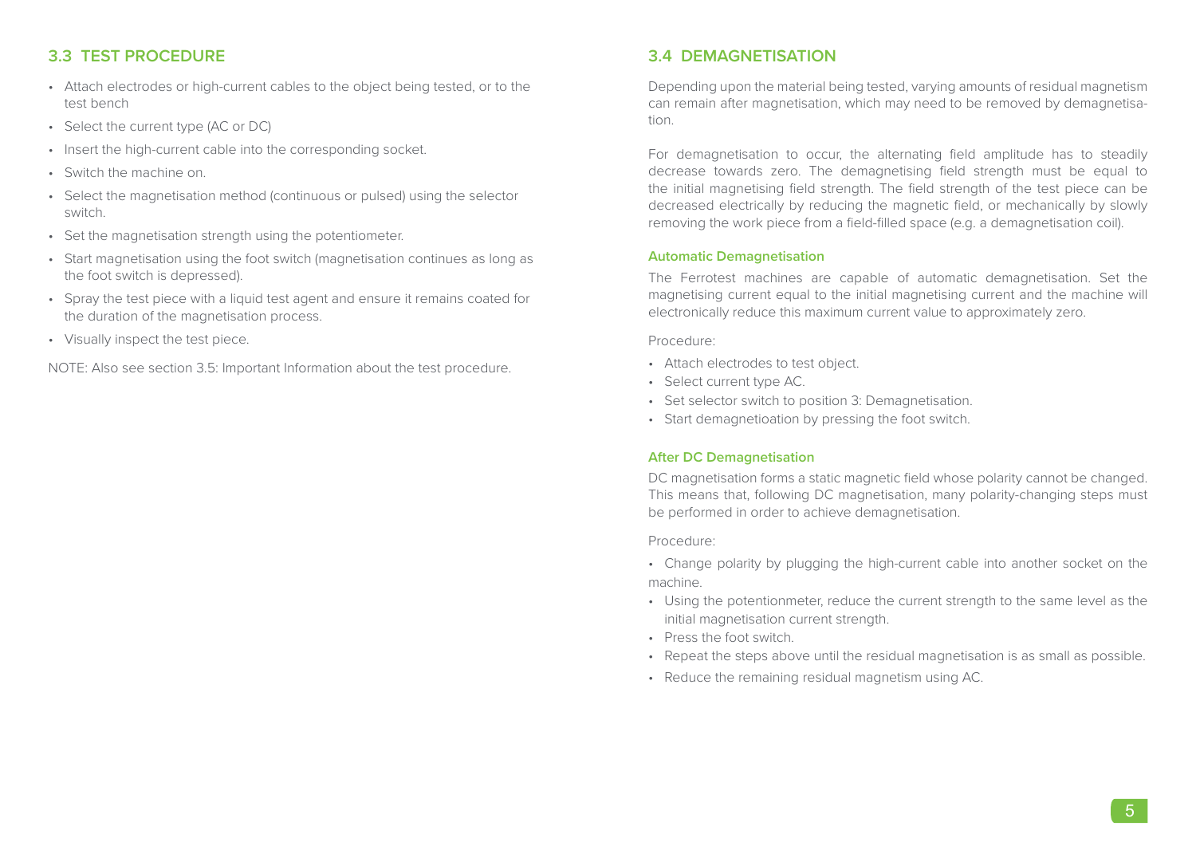## 3.3 TEST PROCEDURE

- Attach electrodes or high-current cables to the object being tested, or to the test bench
- Select the current type (AC or DC)
- Insert the high-current cable into the corresponding socket.
- Switch the machine on.
- Select the magnetisation method (continuous or pulsed) using the selector switch.
- Set the magnetisation strength using the potentiometer.
- Start magnetisation using the foot switch (magnetisation continues as long as the foot switch is depressed).
- Spray the test piece with a liquid test agent and ensure it remains coated for the duration of the magnetisation process.
- Visually inspect the test piece.

NOTE: Also see section 3.5: Important Information about the test procedure.

## 3.4 DEMAGNETISATION

Depending upon the material being tested, varying amounts of residual magnetism can remain after magnetisation, which may need to be removed by demagnetisation.

For demagnetisation to occur, the alternating field amplitude has to steadily decrease towards zero. The demagnetising field strength must be equal to the initial magnetising field strength. The field strength of the test piece can be decreased electrically by reducing the magnetic field, or mechanically by slowly removing the work piece from a field-filled space (e.g. a demagnetisation coil).

#### Automatic Demagnetisation

The Ferrotest machines are capable of automatic demagnetisation. Set the magnetising current equal to the initial magnetising current and the machine will electronically reduce this maximum current value to approximately zero.

Procedure:

- Attach electrodes to test object.
- Select current type AC.
- Set selector switch to position 3: Demagnetisation.
- Start demagnetioation by pressing the foot switch.

#### After DC Demagnetisation

DC magnetisation forms a static magnetic field whose polarity cannot be changed. This means that, following DC magnetisation, many polarity-changing steps must be performed in order to achieve demagnetisation.

Procedure:

- Change polarity by plugging the high-current cable into another socket on the machine.
- Using the potentionmeter, reduce the current strength to the same level as the initial magnetisation current strength.
- Press the foot switch.
- Repeat the steps above until the residual magnetisation is as small as possible.
- Reduce the remaining residual magnetism using AC.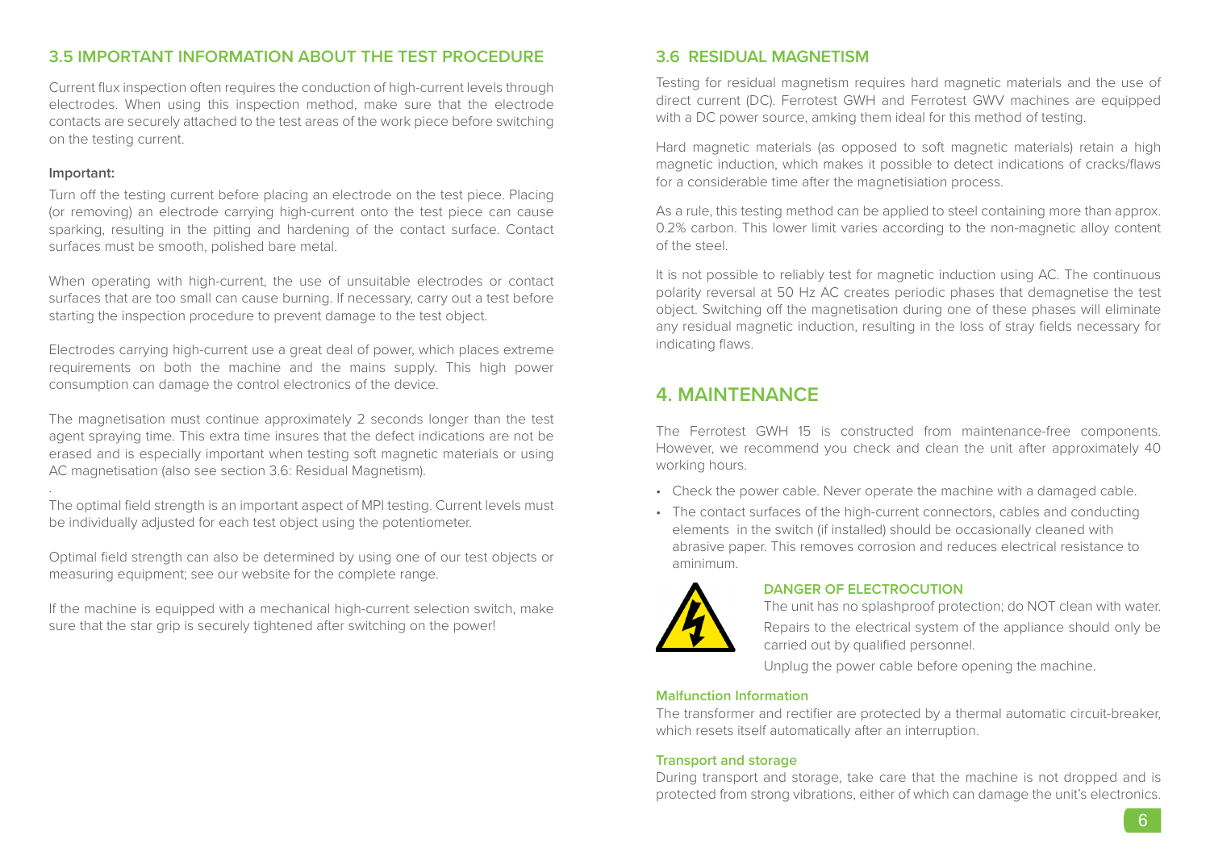## 3.5 IMPORTANT INFORMATION ABOUT THE TEST PROCEDURE

Current flux inspection often requires the conduction of high-current levels through electrodes. When using this inspection method, make sure that the electrode contacts are securely attached to the test areas of the work piece before switching on the testing current.

**Important:**

Turn off the testing current before placing an electrode on the test piece. Placing (or removing) an electrode carrying high-current onto the test piece can cause sparking, resulting in the pitting and hardening of the contact surface. Contact surfaces must be smooth, polished bare metal.

When operating with high-current, the use of unsuitable electrodes or contact surfaces that are too small can cause burning. If necessary, carry out a test before starting the inspection procedure to prevent damage to the test object.

Electrodes carrying high-current use a great deal of power, which places extreme requirements on both the machine and the mains supply. This high power consumption can damage the control electronics of the device.

The magnetisation must continue approximately 2 seconds longer than the test agent spraying time. This extra time insures that the defect indications are not be erased and is especially important when testing soft magnetic materials or using AC magnetisation (also see section 3.6: Residual Magnetism).

.

The optimal field strength is an important aspect of MPI testing. Current levels must be individually adjusted for each test object using the potentiometer.

Optimal field strength can also be determined by using one of our test objects or measuring equipment; see our website for the complete range.

If the machine is equipped with a mechanical high-current selection switch, make sure that the star grip is securely tightened after switching on the power!

## 3.6 RESIDUAL MAGNETISM

Testing for residual magnetism requires hard magnetic materials and the use of direct current (DC). Ferrotest GWH and Ferrotest GWV machines are equipped with a DC power source, amking them ideal for this method of testing.

Hard magnetic materials (as opposed to soft magnetic materials) retain a high magnetic induction, which makes it possible to detect indications of cracks/flaws for a considerable time after the magnetisiation process.

As a rule, this testing method can be applied to steel containing more than approx. 0.2% carbon. This lower limit varies according to the non-magnetic alloy content of the steel.

It is not possible to reliably test for magnetic induction using AC. The continuous polarity reversal at 50 Hz AC creates periodic phases that demagnetise the test object. Switching off the magnetisation during one of these phases will eliminate any residual magnetic induction, resulting in the loss of stray fields necessary for indicating flaws.

# 4. MAINTENANCE

The Ferrotest GWH 15 is constructed from maintenance-free components. However, we recommend you check and clean the unit after approximately 40 working hours.

- Check the power cable. Never operate the machine with a damaged cable.
- The contact surfaces of the high-current connectors, cables and conducting elements in the switch (if installed) should be occasionally cleaned with abrasive paper. This removes corrosion and reduces electrical resistance to aminimum.

**DANGER OF ELECTROCUTION**

The unit has no splashproof protection; do NOT clean with water.

Repairs to the electrical system of the appliance should only be carried out by qualified personnel.

Unplug the power cable before opening the machine.

**Malfunction Information**

The transformer and rectifier are protected by a thermal automatic circuit-breaker, which resets itself automatically after an interruption.

**Transport and storage**

During transport and storage, take care that the machine is not dropped and is protected from strong vibrations, either of which can damage the unit's electronics.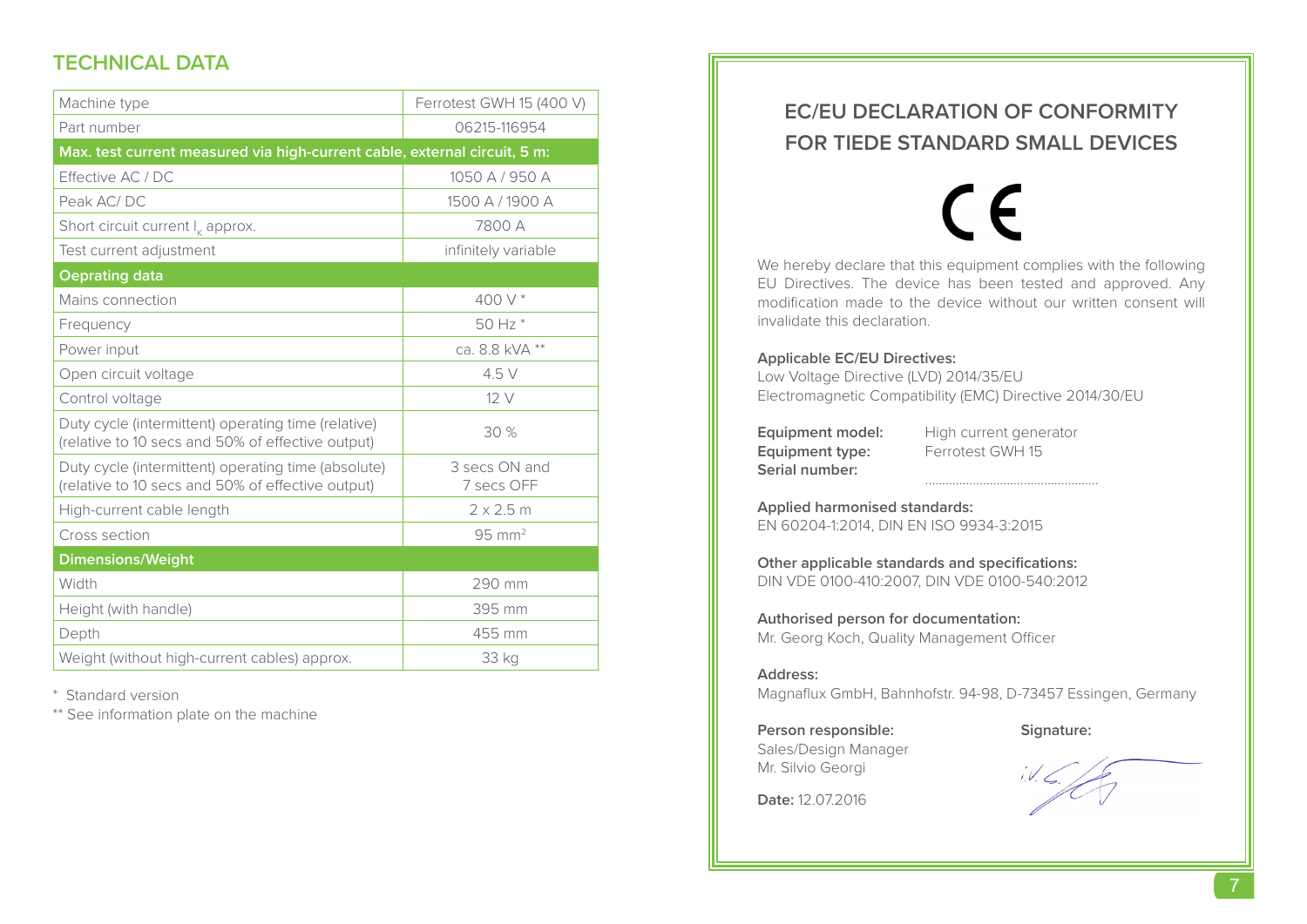## TECHNICAL DATA

| Machine type | Ferrotest GWH 15 (400 V) |
|---|---|
| Part number | 06215-116954 |
| **Max. test current measured via high-current cable, external circuit, 5 m:** | |
| Effective AC / DC | 1050 A / 950 A |
| Peak AC/ DC | 1500 A / 1900 A |
| Short circuit current $I_K$ approx. | 7800 A |
| Test current adjustment | infinitely variable |
| **Oeprating data** | |
| Mains connection | 400 V * |
| Frequency | 50 Hz * |
| Power input | ca. 8.8 kVA ** |
| Open circuit voltage | 4.5 V |
| Control voltage | 12 V |
| Duty cycle (intermittent) operating time (relative) (relative to 10 secs and 50% of effective output) | 30 % |
| Duty cycle (intermittent) operating time (absolute) (relative to 10 secs and 50% of effective output) | 3 secs ON and 7 secs OFF |
| High-current cable length | 2 x 2.5 m |
| Cross section | 95 mm$^2$ |
| **Dimensions/Weight** | |
| Width | 290 mm |
| Height (with handle) | 395 mm |
| Depth | 455 mm |
| Weight (without high-current cables) approx. | 33 kg |

\* Standard version

** See information plate on the machine

## EC/EU DECLARATION OF CONFORMITY FOR TIEDE STANDARD SMALL DEVICES

CE

We hereby declare that this equipment complies with the following EU Directives. The device has been tested and approved. Any modification made to the device without our written consent will invalidate this declaration.

**Applicable EC/EU Directives:**
Low Voltage Directive (LVD) 2014/35/EU
Electromagnetic Compatibility (EMC) Directive 2014/30/EU

**Equipment model:** High current generator
**Equipment type:** Ferrotest GWH 15
**Serial number:** ..................................................

**Applied harmonised standards:**
EN 60204-1:2014, DIN EN ISO 9934-3:2015

**Other applicable standards and specifications:**
DIN VDE 0100-410:2007, DIN VDE 0100-540:2012

**Authorised person for documentation:**
Mr. Georg Koch, Quality Management Officer

**Address:**
Magnaflux GmbH, Bahnhofstr. 94-98, D-73457 Essingen, Germany

**Person responsible:**
Sales/Design Manager
Mr. Silvio Georgi

**Signature:**

**Date:** 12.07.2016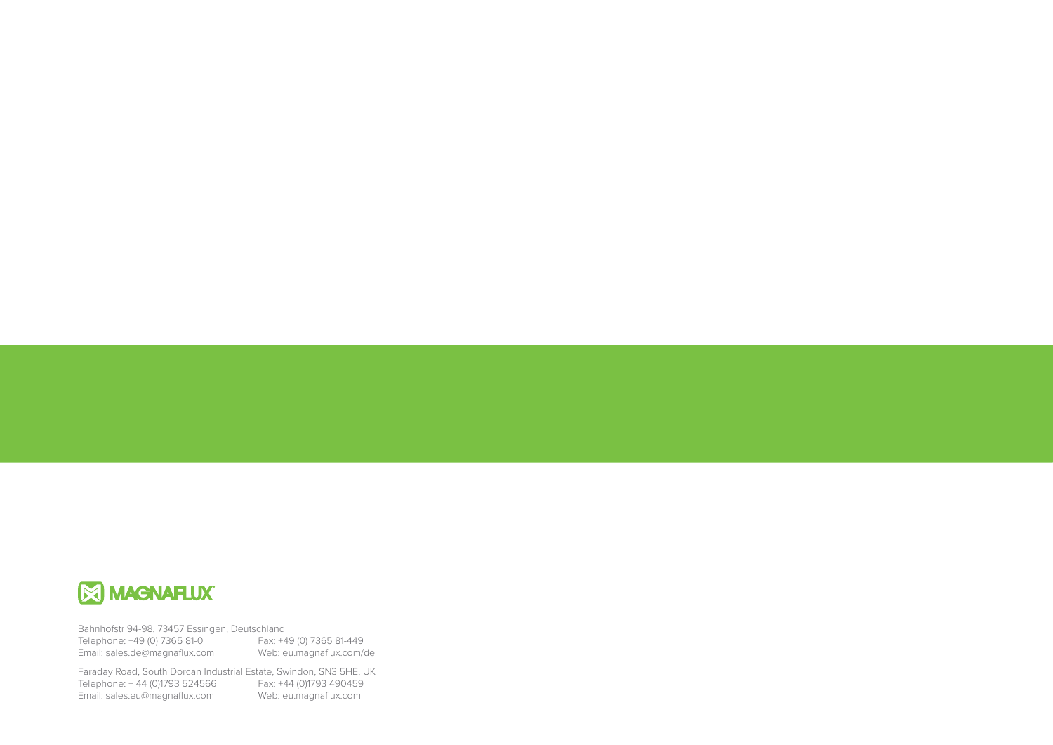MAGNAFLUX

Bahnhofstr 94-98, 73457 Essingen, Deutschland
Telephone: +49 (0) 7365 81-0
Fax: +49 (0) 7365 81-449
Email: sales.de@magnaflux.com
Web: eu.magnaflux.com/de

Faraday Road, South Dorcan Industrial Estate, Swindon, SN3 5HE, UK
Telephone: + 44 (0)1793 524566
Fax: +44 (0)1793 490459
Email: sales.eu@magnaflux.com
Web: eu.magnaflux.com